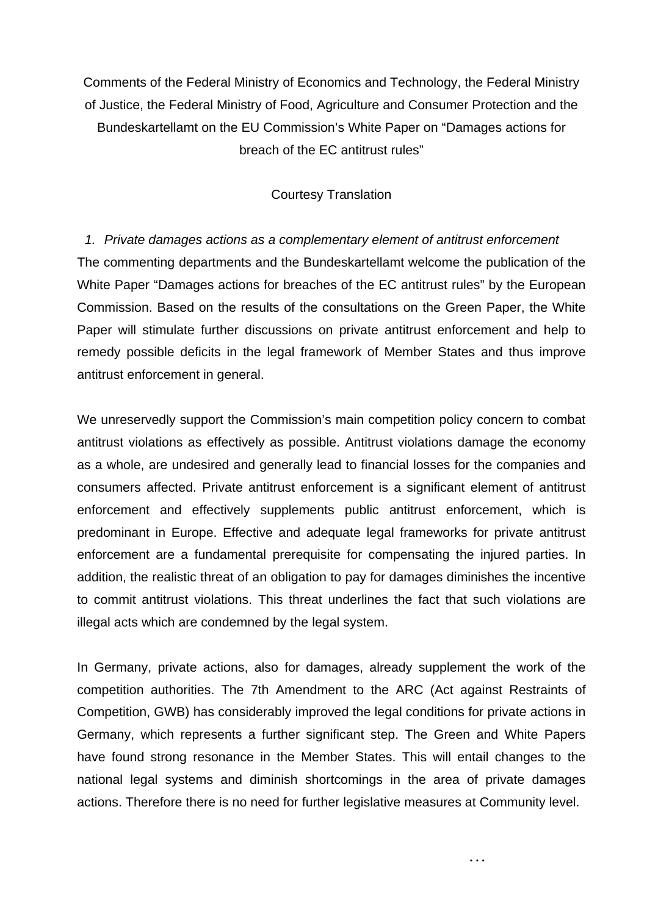Comments of the Federal Ministry of Economics and Technology, the Federal Ministry of Justice, the Federal Ministry of Food, Agriculture and Consumer Protection and the Bundeskartellamt on the EU Commission's White Paper on "Damages actions for breach of the EC antitrust rules"

Courtesy Translation

1. *Private damages actions as a complementary element of antitrust enforcement*

The commenting departments and the Bundeskartellamt welcome the publication of the White Paper "Damages actions for breaches of the EC antitrust rules" by the European Commission. Based on the results of the consultations on the Green Paper, the White Paper will stimulate further discussions on private antitrust enforcement and help to remedy possible deficits in the legal framework of Member States and thus improve antitrust enforcement in general.

We unreservedly support the Commission's main competition policy concern to combat antitrust violations as effectively as possible. Antitrust violations damage the economy as a whole, are undesired and generally lead to financial losses for the companies and consumers affected. Private antitrust enforcement is a significant element of antitrust enforcement and effectively supplements public antitrust enforcement, which is predominant in Europe. Effective and adequate legal frameworks for private antitrust enforcement are a fundamental prerequisite for compensating the injured parties. In addition, the realistic threat of an obligation to pay for damages diminishes the incentive to commit antitrust violations. This threat underlines the fact that such violations are illegal acts which are condemned by the legal system.

In Germany, private actions, also for damages, already supplement the work of the competition authorities. The 7th Amendment to the ARC (Act against Restraints of Competition, GWB) has considerably improved the legal conditions for private actions in Germany, which represents a further significant step. The Green and White Papers have found strong resonance in the Member States. This will entail changes to the national legal systems and diminish shortcomings in the area of private damages actions. Therefore there is no need for further legislative measures at Community level.

...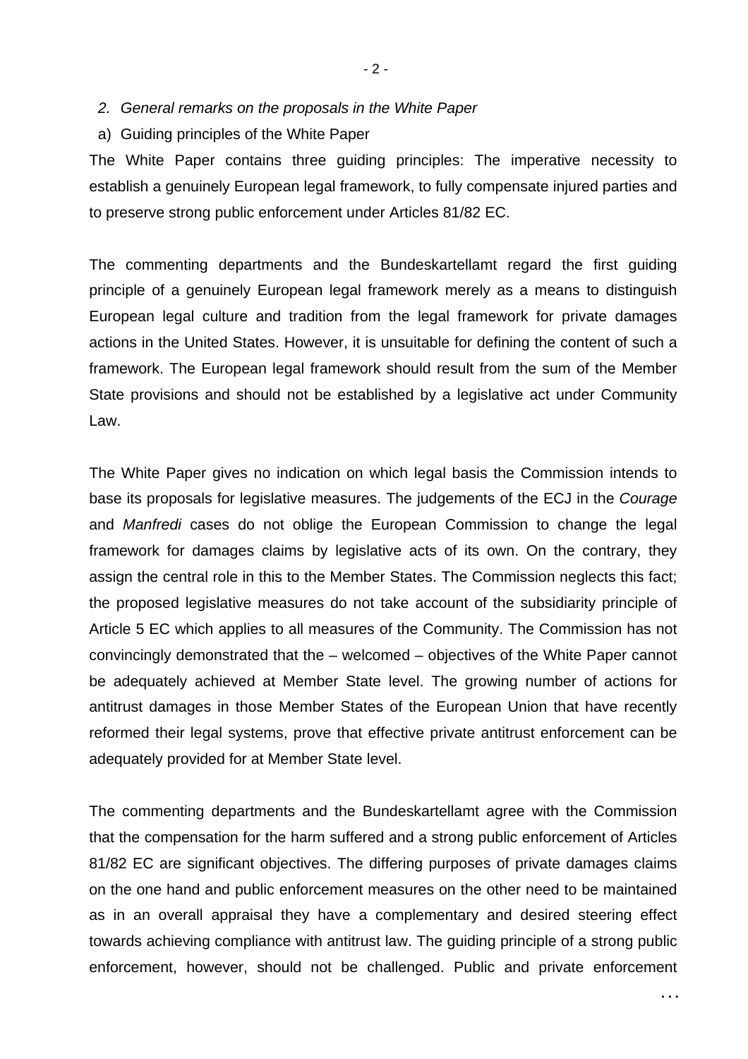## 2. *General remarks on the proposals in the White Paper*

### a) Guiding principles of the White Paper

The White Paper contains three guiding principles: The imperative necessity to establish a genuinely European legal framework, to fully compensate injured parties and to preserve strong public enforcement under Articles 81/82 EC.

The commenting departments and the Bundeskartellamt regard the first guiding principle of a genuinely European legal framework merely as a means to distinguish European legal culture and tradition from the legal framework for private damages actions in the United States. However, it is unsuitable for defining the content of such a framework. The European legal framework should result from the sum of the Member State provisions and should not be established by a legislative act under Community Law.

The White Paper gives no indication on which legal basis the Commission intends to base its proposals for legislative measures. The judgements of the ECJ in the *Courage* and *Manfredi* cases do not oblige the European Commission to change the legal framework for damages claims by legislative acts of its own. On the contrary, they assign the central role in this to the Member States. The Commission neglects this fact; the proposed legislative measures do not take account of the subsidiarity principle of Article 5 EC which applies to all measures of the Community. The Commission has not convincingly demonstrated that the – welcomed – objectives of the White Paper cannot be adequately achieved at Member State level. The growing number of actions for antitrust damages in those Member States of the European Union that have recently reformed their legal systems, prove that effective private antitrust enforcement can be adequately provided for at Member State level.

The commenting departments and the Bundeskartellamt agree with the Commission that the compensation for the harm suffered and a strong public enforcement of Articles 81/82 EC are significant objectives. The differing purposes of private damages claims on the one hand and public enforcement measures on the other need to be maintained as in an overall appraisal they have a complementary and desired steering effect towards achieving compliance with antitrust law. The guiding principle of a strong public enforcement, however, should not be challenged. Public and private enforcement

...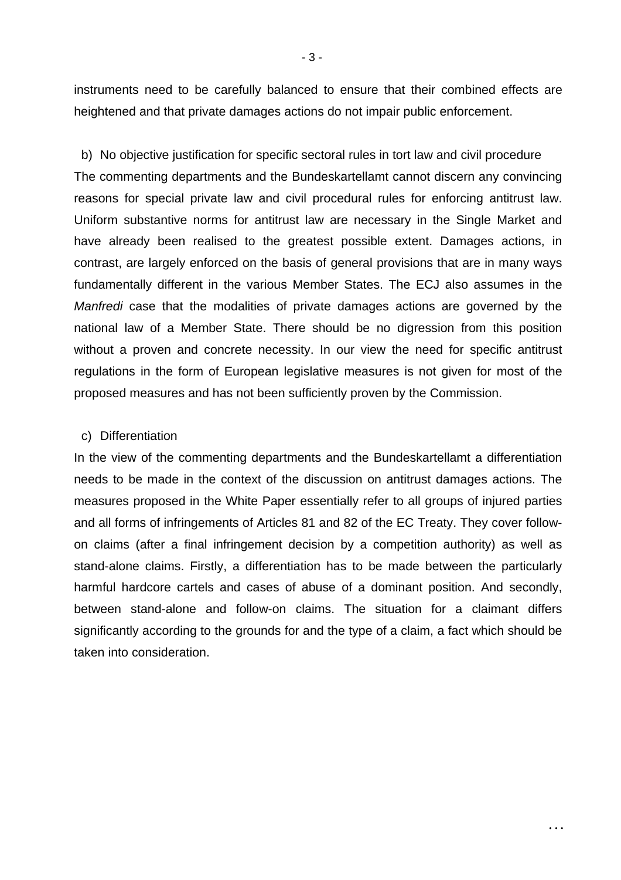instruments need to be carefully balanced to ensure that their combined effects are heightened and that private damages actions do not impair public enforcement.

b) No objective justification for specific sectoral rules in tort law and civil procedure

The commenting departments and the Bundeskartellamt cannot discern any convincing reasons for special private law and civil procedural rules for enforcing antitrust law. Uniform substantive norms for antitrust law are necessary in the Single Market and have already been realised to the greatest possible extent. Damages actions, in contrast, are largely enforced on the basis of general provisions that are in many ways fundamentally different in the various Member States. The ECJ also assumes in the *Manfredi* case that the modalities of private damages actions are governed by the national law of a Member State. There should be no digression from this position without a proven and concrete necessity. In our view the need for specific antitrust regulations in the form of European legislative measures is not given for most of the proposed measures and has not been sufficiently proven by the Commission.

c) Differentiation

In the view of the commenting departments and the Bundeskartellamt a differentiation needs to be made in the context of the discussion on antitrust damages actions. The measures proposed in the White Paper essentially refer to all groups of injured parties and all forms of infringements of Articles 81 and 82 of the EC Treaty. They cover follow-on claims (after a final infringement decision by a competition authority) as well as stand-alone claims. Firstly, a differentiation has to be made between the particularly harmful hardcore cartels and cases of abuse of a dominant position. And secondly, between stand-alone and follow-on claims. The situation for a claimant differs significantly according to the grounds for and the type of a claim, a fact which should be taken into consideration.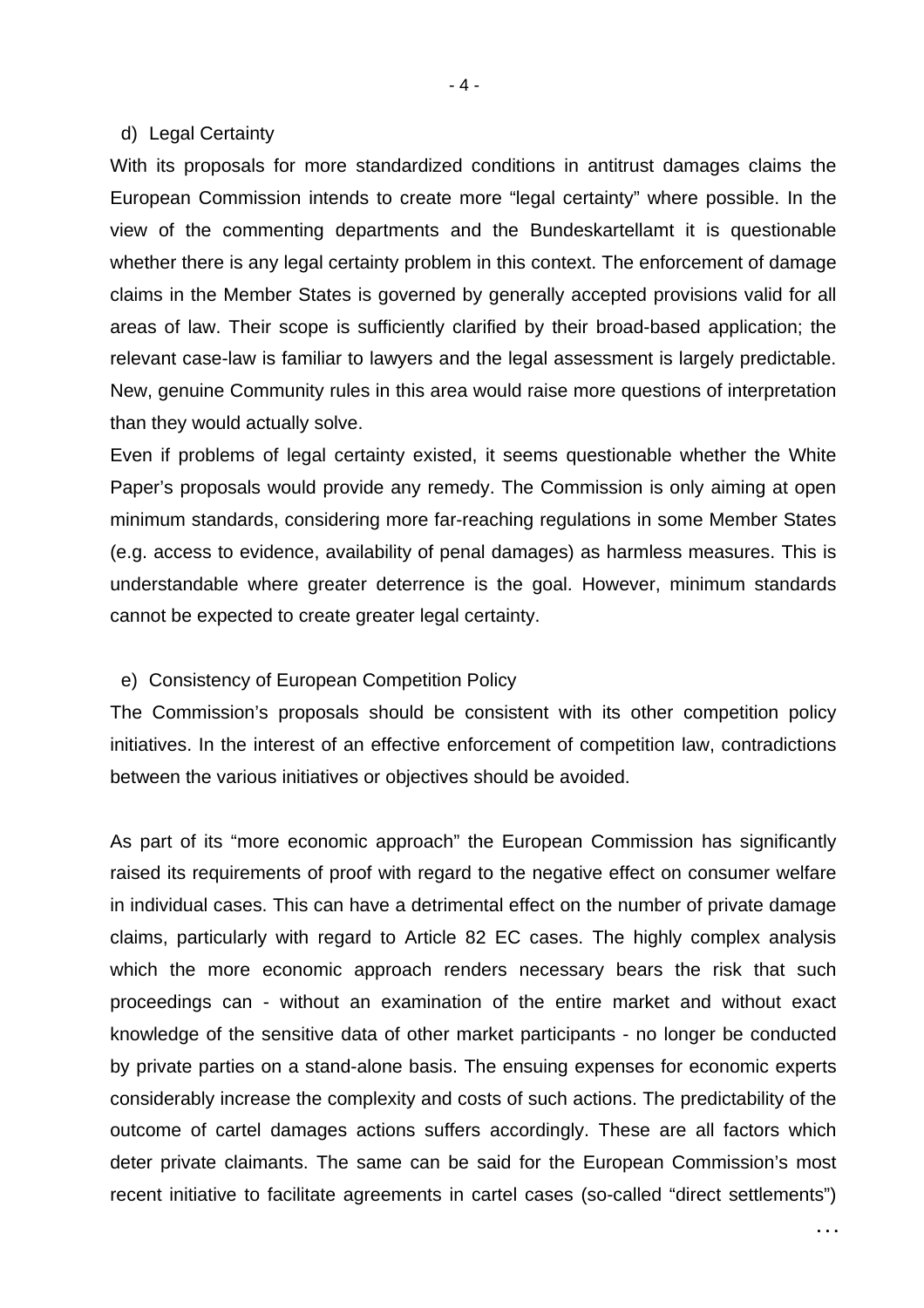d) Legal Certainty

With its proposals for more standardized conditions in antitrust damages claims the European Commission intends to create more "legal certainty" where possible. In the view of the commenting departments and the Bundeskartellamt it is questionable whether there is any legal certainty problem in this context. The enforcement of damage claims in the Member States is governed by generally accepted provisions valid for all areas of law. Their scope is sufficiently clarified by their broad-based application; the relevant case-law is familiar to lawyers and the legal assessment is largely predictable. New, genuine Community rules in this area would raise more questions of interpretation than they would actually solve.

Even if problems of legal certainty existed, it seems questionable whether the White Paper's proposals would provide any remedy. The Commission is only aiming at open minimum standards, considering more far-reaching regulations in some Member States (e.g. access to evidence, availability of penal damages) as harmless measures. This is understandable where greater deterrence is the goal. However, minimum standards cannot be expected to create greater legal certainty.

e) Consistency of European Competition Policy

The Commission's proposals should be consistent with its other competition policy initiatives. In the interest of an effective enforcement of competition law, contradictions between the various initiatives or objectives should be avoided.

As part of its "more economic approach" the European Commission has significantly raised its requirements of proof with regard to the negative effect on consumer welfare in individual cases. This can have a detrimental effect on the number of private damage claims, particularly with regard to Article 82 EC cases. The highly complex analysis which the more economic approach renders necessary bears the risk that such proceedings can - without an examination of the entire market and without exact knowledge of the sensitive data of other market participants - no longer be conducted by private parties on a stand-alone basis. The ensuing expenses for economic experts considerably increase the complexity and costs of such actions. The predictability of the outcome of cartel damages actions suffers accordingly. These are all factors which deter private claimants. The same can be said for the European Commission's most recent initiative to facilitate agreements in cartel cases (so-called "direct settlements")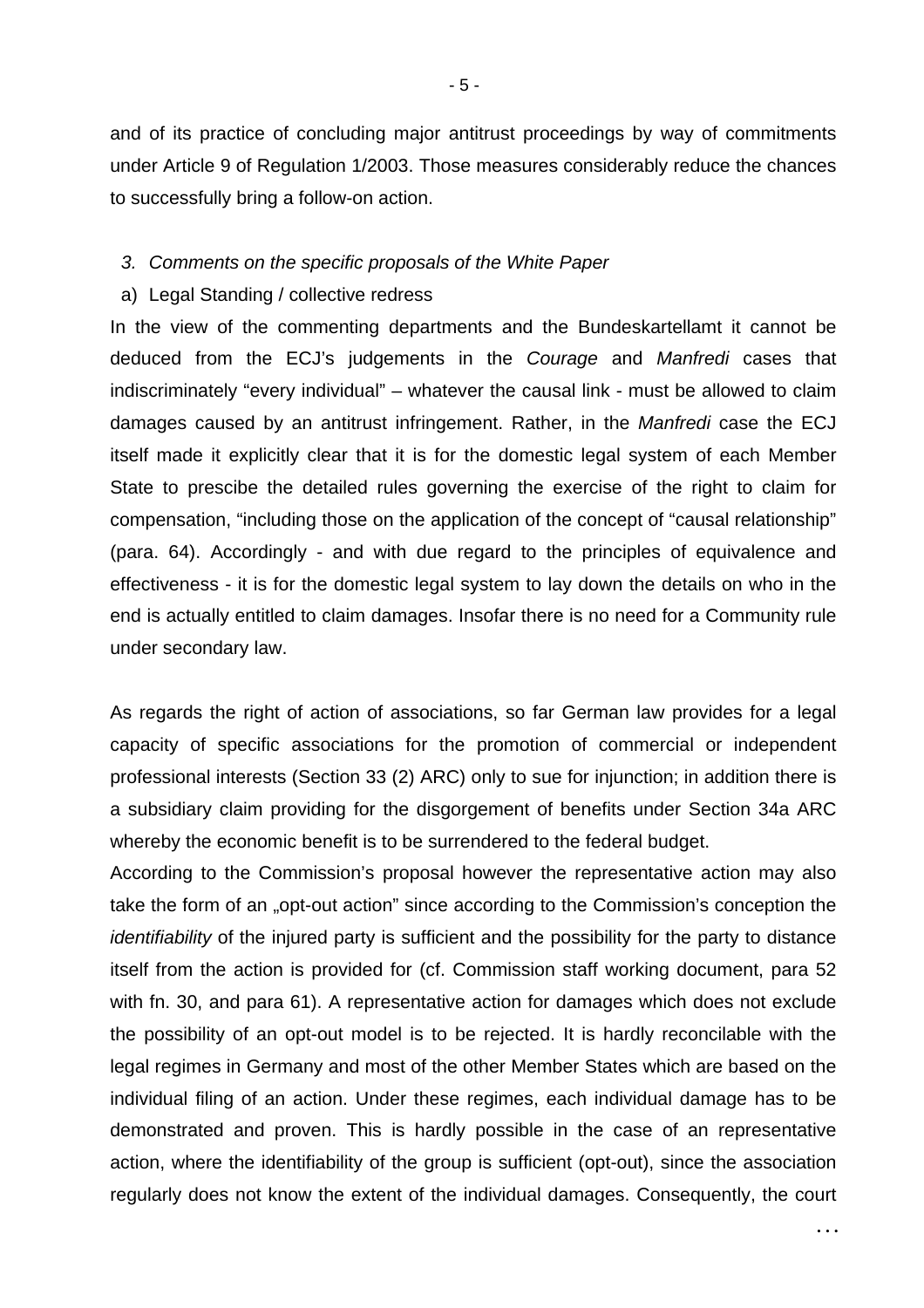and of its practice of concluding major antitrust proceedings by way of commitments under Article 9 of Regulation 1/2003. Those measures considerably reduce the chances to successfully bring a follow-on action.

*3. Comments on the specific proposals of the White Paper*

a) Legal Standing / collective redress

In the view of the commenting departments and the Bundeskartellamt it cannot be deduced from the ECJ's judgements in the *Courage* and *Manfredi* cases that indiscriminately "every individual" – whatever the causal link - must be allowed to claim damages caused by an antitrust infringement. Rather, in the *Manfredi* case the ECJ itself made it explicitly clear that it is for the domestic legal system of each Member State to prescibe the detailed rules governing the exercise of the right to claim for compensation, "including those on the application of the concept of "causal relationship" (para. 64). Accordingly - and with due regard to the principles of equivalence and effectiveness - it is for the domestic legal system to lay down the details on who in the end is actually entitled to claim damages. Insofar there is no need for a Community rule under secondary law.

As regards the right of action of associations, so far German law provides for a legal capacity of specific associations for the promotion of commercial or independent professional interests (Section 33 (2) ARC) only to sue for injunction; in addition there is a subsidiary claim providing for the disgorgement of benefits under Section 34a ARC whereby the economic benefit is to be surrendered to the federal budget.

According to the Commission's proposal however the representative action may also take the form of an „opt-out action" since according to the Commission's conception the *identifiability* of the injured party is sufficient and the possibility for the party to distance itself from the action is provided for (cf. Commission staff working document, para 52 with fn. 30, and para 61). A representative action for damages which does not exclude the possibility of an opt-out model is to be rejected. It is hardly reconcilable with the legal regimes in Germany and most of the other Member States which are based on the individual filing of an action. Under these regimes, each individual damage has to be demonstrated and proven. This is hardly possible in the case of an representative action, where the identifiability of the group is sufficient (opt-out), since the association regularly does not know the extent of the individual damages. Consequently, the court

...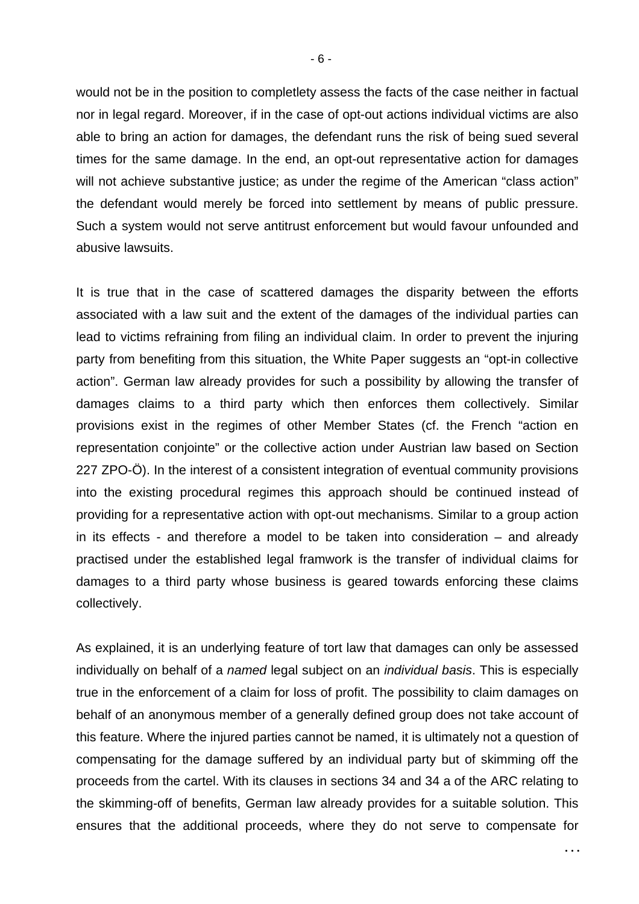would not be in the position to completlety assess the facts of the case neither in factual nor in legal regard. Moreover, if in the case of opt-out actions individual victims are also able to bring an action for damages, the defendant runs the risk of being sued several times for the same damage. In the end, an opt-out representative action for damages will not achieve substantive justice; as under the regime of the American "class action" the defendant would merely be forced into settlement by means of public pressure. Such a system would not serve antitrust enforcement but would favour unfounded and abusive lawsuits.

It is true that in the case of scattered damages the disparity between the efforts associated with a law suit and the extent of the damages of the individual parties can lead to victims refraining from filing an individual claim. In order to prevent the injuring party from benefiting from this situation, the White Paper suggests an "opt-in collective action". German law already provides for such a possibility by allowing the transfer of damages claims to a third party which then enforces them collectively. Similar provisions exist in the regimes of other Member States (cf. the French "action en representation conjointe" or the collective action under Austrian law based on Section 227 ZPO-Ö). In the interest of a consistent integration of eventual community provisions into the existing procedural regimes this approach should be continued instead of providing for a representative action with opt-out mechanisms. Similar to a group action in its effects - and therefore a model to be taken into consideration – and already practised under the established legal framwork is the transfer of individual claims for damages to a third party whose business is geared towards enforcing these claims collectively.

As explained, it is an underlying feature of tort law that damages can only be assessed individually on behalf of a *named* legal subject on an *individual basis*. This is especially true in the enforcement of a claim for loss of profit. The possibility to claim damages on behalf of an anonymous member of a generally defined group does not take account of this feature. Where the injured parties cannot be named, it is ultimately not a question of compensating for the damage suffered by an individual party but of skimming off the proceeds from the cartel. With its clauses in sections 34 and 34 a of the ARC relating to the skimming-off of benefits, German law already provides for a suitable solution. This ensures that the additional proceeds, where they do not serve to compensate for

...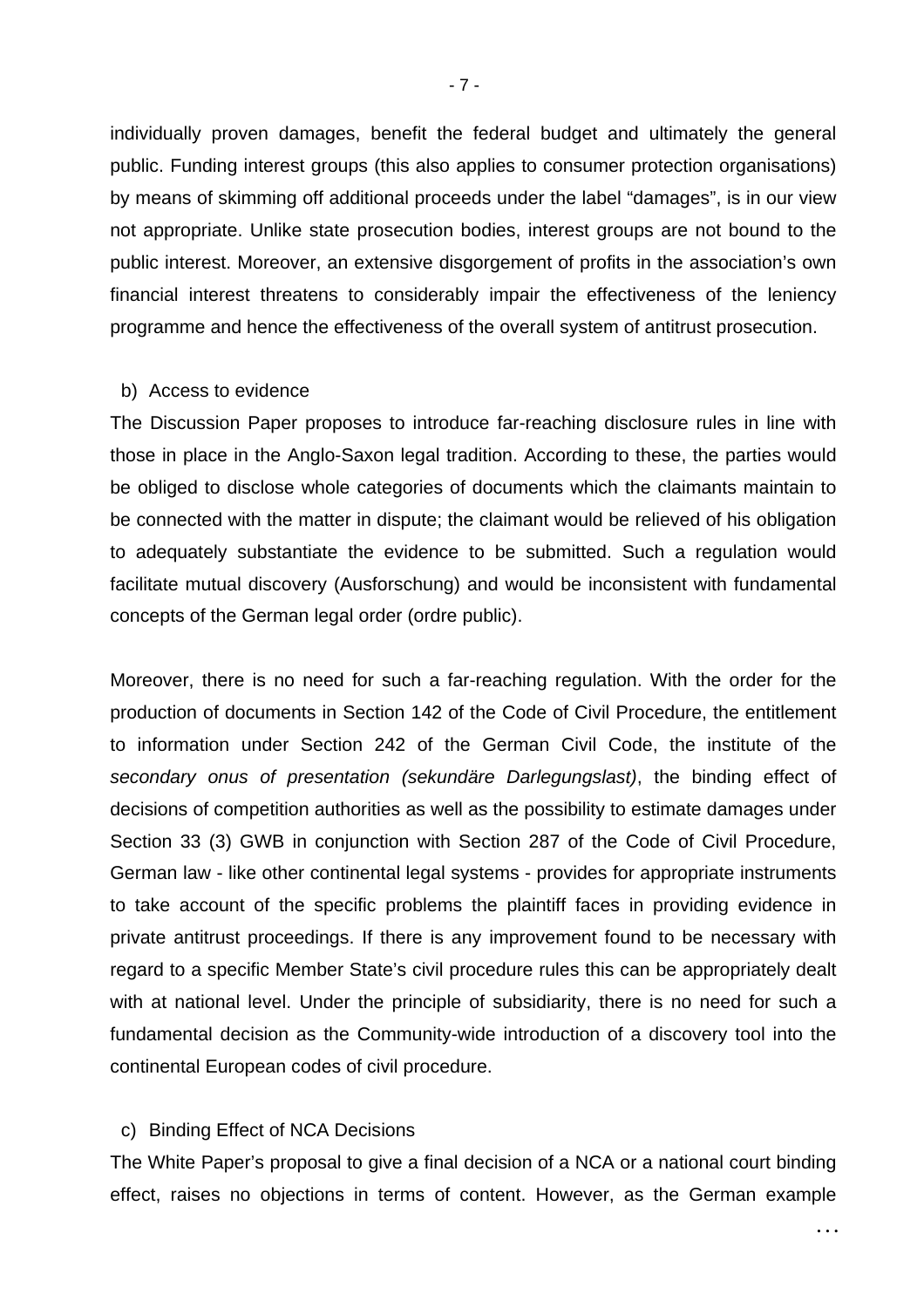individually proven damages, benefit the federal budget and ultimately the general public. Funding interest groups (this also applies to consumer protection organisations) by means of skimming off additional proceeds under the label "damages", is in our view not appropriate. Unlike state prosecution bodies, interest groups are not bound to the public interest. Moreover, an extensive disgorgement of profits in the association's own financial interest threatens to considerably impair the effectiveness of the leniency programme and hence the effectiveness of the overall system of antitrust prosecution.

b) Access to evidence

The Discussion Paper proposes to introduce far-reaching disclosure rules in line with those in place in the Anglo-Saxon legal tradition. According to these, the parties would be obliged to disclose whole categories of documents which the claimants maintain to be connected with the matter in dispute; the claimant would be relieved of his obligation to adequately substantiate the evidence to be submitted. Such a regulation would facilitate mutual discovery (Ausforschung) and would be inconsistent with fundamental concepts of the German legal order (ordre public).

Moreover, there is no need for such a far-reaching regulation. With the order for the production of documents in Section 142 of the Code of Civil Procedure, the entitlement to information under Section 242 of the German Civil Code, the institute of the *secondary onus of presentation (sekundäre Darlegungslast)*, the binding effect of decisions of competition authorities as well as the possibility to estimate damages under Section 33 (3) GWB in conjunction with Section 287 of the Code of Civil Procedure, German law - like other continental legal systems - provides for appropriate instruments to take account of the specific problems the plaintiff faces in providing evidence in private antitrust proceedings. If there is any improvement found to be necessary with regard to a specific Member State's civil procedure rules this can be appropriately dealt with at national level. Under the principle of subsidiarity, there is no need for such a fundamental decision as the Community-wide introduction of a discovery tool into the continental European codes of civil procedure.

c) Binding Effect of NCA Decisions

The White Paper's proposal to give a final decision of a NCA or a national court binding effect, raises no objections in terms of content. However, as the German example

...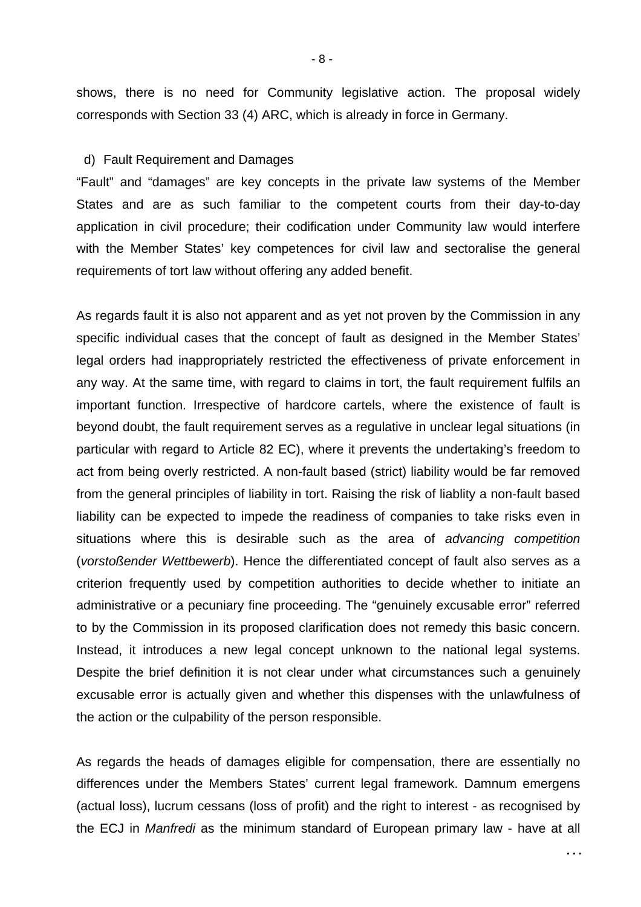shows, there is no need for Community legislative action. The proposal widely corresponds with Section 33 (4) ARC, which is already in force in Germany.

d) Fault Requirement and Damages

"Fault" and "damages" are key concepts in the private law systems of the Member States and are as such familiar to the competent courts from their day-to-day application in civil procedure; their codification under Community law would interfere with the Member States' key competences for civil law and sectoralise the general requirements of tort law without offering any added benefit.

As regards fault it is also not apparent and as yet not proven by the Commission in any specific individual cases that the concept of fault as designed in the Member States' legal orders had inappropriately restricted the effectiveness of private enforcement in any way. At the same time, with regard to claims in tort, the fault requirement fulfils an important function. Irrespective of hardcore cartels, where the existence of fault is beyond doubt, the fault requirement serves as a regulative in unclear legal situations (in particular with regard to Article 82 EC), where it prevents the undertaking's freedom to act from being overly restricted. A non-fault based (strict) liability would be far removed from the general principles of liability in tort. Raising the risk of liablity a non-fault based liability can be expected to impede the readiness of companies to take risks even in situations where this is desirable such as the area of *advancing competition* (*vorstoßender Wettbewerb*). Hence the differentiated concept of fault also serves as a criterion frequently used by competition authorities to decide whether to initiate an administrative or a pecuniary fine proceeding. The "genuinely excusable error" referred to by the Commission in its proposed clarification does not remedy this basic concern. Instead, it introduces a new legal concept unknown to the national legal systems. Despite the brief definition it is not clear under what circumstances such a genuinely excusable error is actually given and whether this dispenses with the unlawfulness of the action or the culpability of the person responsible.

As regards the heads of damages eligible for compensation, there are essentially no differences under the Members States' current legal framework. Damnum emergens (actual loss), lucrum cessans (loss of profit) and the right to interest - as recognised by the ECJ in *Manfredi* as the minimum standard of European primary law - have at all

...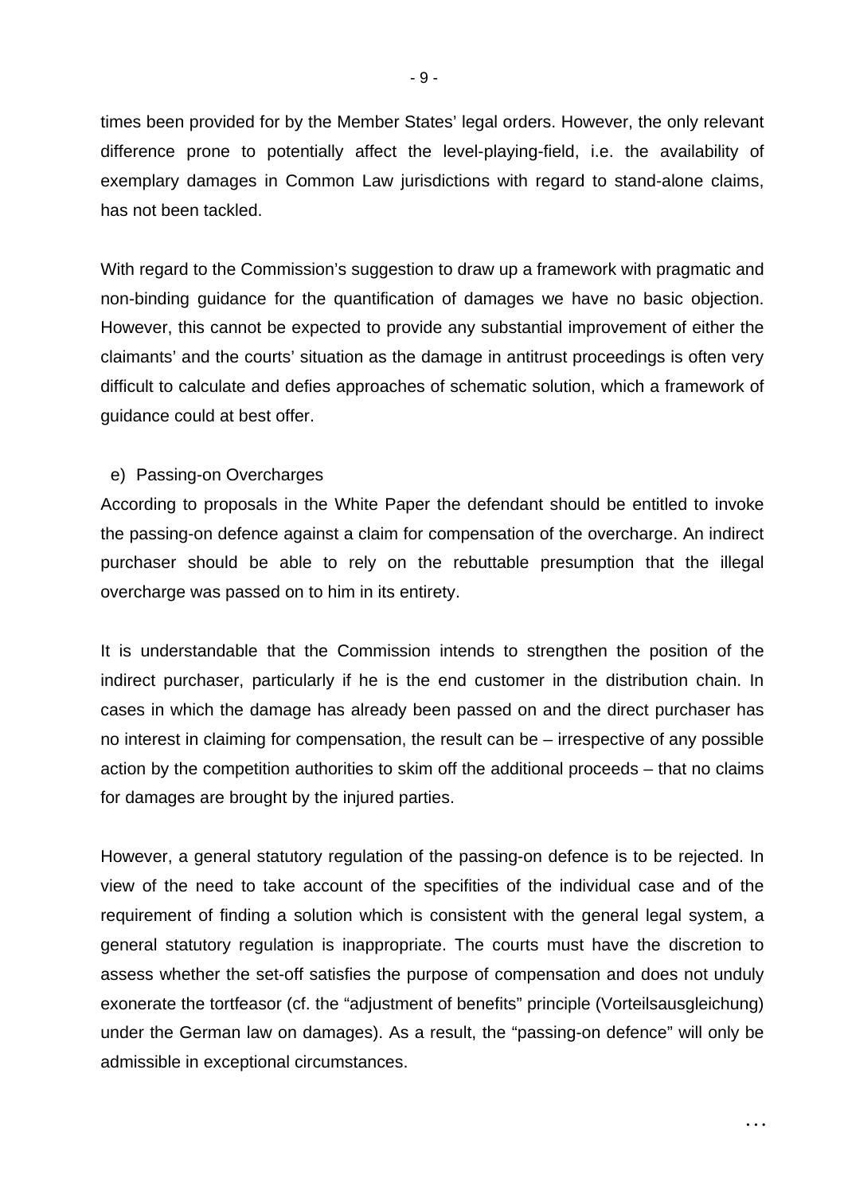times been provided for by the Member States' legal orders. However, the only relevant difference prone to potentially affect the level-playing-field, i.e. the availability of exemplary damages in Common Law jurisdictions with regard to stand-alone claims, has not been tackled.

With regard to the Commission's suggestion to draw up a framework with pragmatic and non-binding guidance for the quantification of damages we have no basic objection. However, this cannot be expected to provide any substantial improvement of either the claimants' and the courts' situation as the damage in antitrust proceedings is often very difficult to calculate and defies approaches of schematic solution, which a framework of guidance could at best offer.

e) Passing-on Overcharges

According to proposals in the White Paper the defendant should be entitled to invoke the passing-on defence against a claim for compensation of the overcharge. An indirect purchaser should be able to rely on the rebuttable presumption that the illegal overcharge was passed on to him in its entirety.

It is understandable that the Commission intends to strengthen the position of the indirect purchaser, particularly if he is the end customer in the distribution chain. In cases in which the damage has already been passed on and the direct purchaser has no interest in claiming for compensation, the result can be – irrespective of any possible action by the competition authorities to skim off the additional proceeds – that no claims for damages are brought by the injured parties.

However, a general statutory regulation of the passing-on defence is to be rejected. In view of the need to take account of the specifities of the individual case and of the requirement of finding a solution which is consistent with the general legal system, a general statutory regulation is inappropriate. The courts must have the discretion to assess whether the set-off satisfies the purpose of compensation and does not unduly exonerate the tortfeasor (cf. the "adjustment of benefits" principle (Vorteilsausgleichung) under the German law on damages). As a result, the "passing-on defence" will only be admissible in exceptional circumstances.

...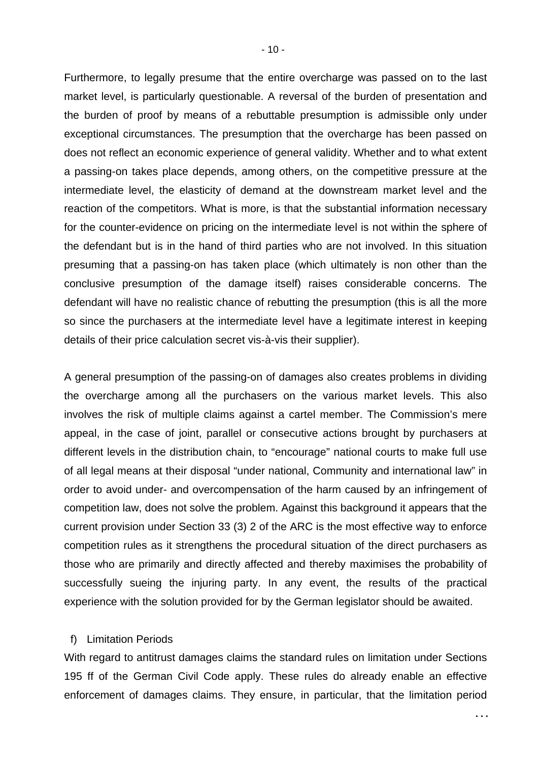Furthermore, to legally presume that the entire overcharge was passed on to the last market level, is particularly questionable. A reversal of the burden of presentation and the burden of proof by means of a rebuttable presumption is admissible only under exceptional circumstances. The presumption that the overcharge has been passed on does not reflect an economic experience of general validity. Whether and to what extent a passing-on takes place depends, among others, on the competitive pressure at the intermediate level, the elasticity of demand at the downstream market level and the reaction of the competitors. What is more, is that the substantial information necessary for the counter-evidence on pricing on the intermediate level is not within the sphere of the defendant but is in the hand of third parties who are not involved. In this situation presuming that a passing-on has taken place (which ultimately is non other than the conclusive presumption of the damage itself) raises considerable concerns. The defendant will have no realistic chance of rebutting the presumption (this is all the more so since the purchasers at the intermediate level have a legitimate interest in keeping details of their price calculation secret vis-à-vis their supplier).

A general presumption of the passing-on of damages also creates problems in dividing the overcharge among all the purchasers on the various market levels. This also involves the risk of multiple claims against a cartel member. The Commission's mere appeal, in the case of joint, parallel or consecutive actions brought by purchasers at different levels in the distribution chain, to "encourage" national courts to make full use of all legal means at their disposal "under national, Community and international law" in order to avoid under- and overcompensation of the harm caused by an infringement of competition law, does not solve the problem. Against this background it appears that the current provision under Section 33 (3) 2 of the ARC is the most effective way to enforce competition rules as it strengthens the procedural situation of the direct purchasers as those who are primarily and directly affected and thereby maximises the probability of successfully sueing the injuring party. In any event, the results of the practical experience with the solution provided for by the German legislator should be awaited.

f) Limitation Periods

With regard to antitrust damages claims the standard rules on limitation under Sections 195 ff of the German Civil Code apply. These rules do already enable an effective enforcement of damages claims. They ensure, in particular, that the limitation period

...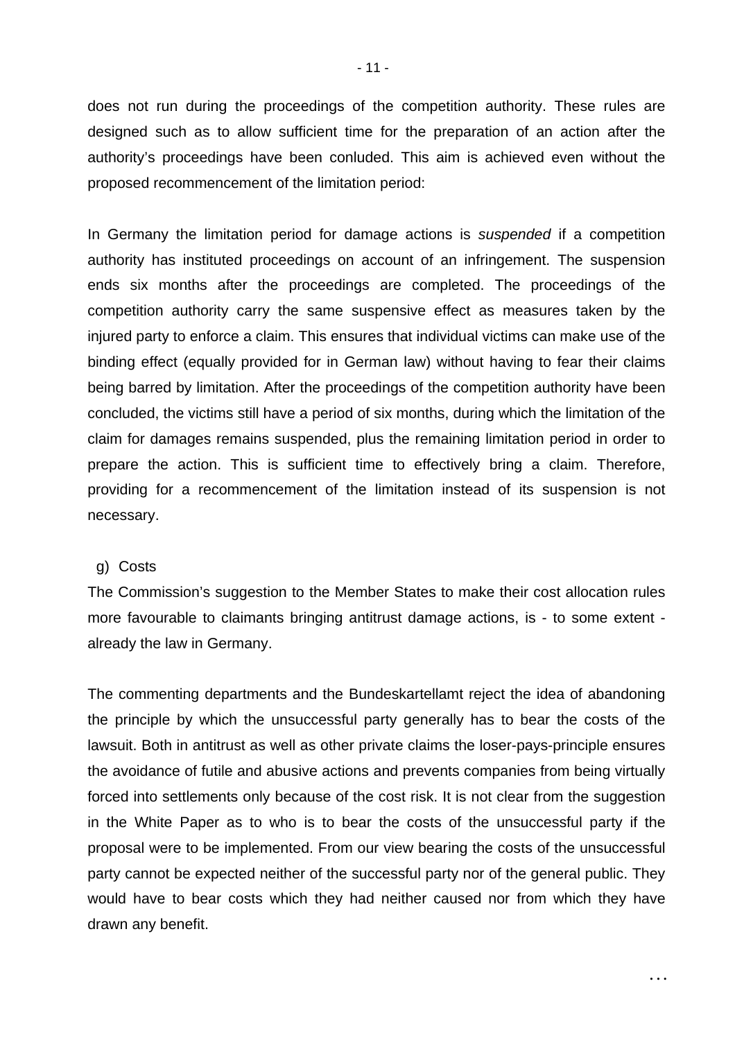does not run during the proceedings of the competition authority. These rules are designed such as to allow sufficient time for the preparation of an action after the authority's proceedings have been conluded. This aim is achieved even without the proposed recommencement of the limitation period:

In Germany the limitation period for damage actions is *suspended* if a competition authority has instituted proceedings on account of an infringement. The suspension ends six months after the proceedings are completed. The proceedings of the competition authority carry the same suspensive effect as measures taken by the injured party to enforce a claim. This ensures that individual victims can make use of the binding effect (equally provided for in German law) without having to fear their claims being barred by limitation. After the proceedings of the competition authority have been concluded, the victims still have a period of six months, during which the limitation of the claim for damages remains suspended, plus the remaining limitation period in order to prepare the action. This is sufficient time to effectively bring a claim. Therefore, providing for a recommencement of the limitation instead of its suspension is not necessary.

g) Costs

The Commission's suggestion to the Member States to make their cost allocation rules more favourable to claimants bringing antitrust damage actions, is - to some extent - already the law in Germany.

The commenting departments and the Bundeskartellamt reject the idea of abandoning the principle by which the unsuccessful party generally has to bear the costs of the lawsuit. Both in antitrust as well as other private claims the loser-pays-principle ensures the avoidance of futile and abusive actions and prevents companies from being virtually forced into settlements only because of the cost risk. It is not clear from the suggestion in the White Paper as to who is to bear the costs of the unsuccessful party if the proposal were to be implemented. From our view bearing the costs of the unsuccessful party cannot be expected neither of the successful party nor of the general public. They would have to bear costs which they had neither caused nor from which they have drawn any benefit.

...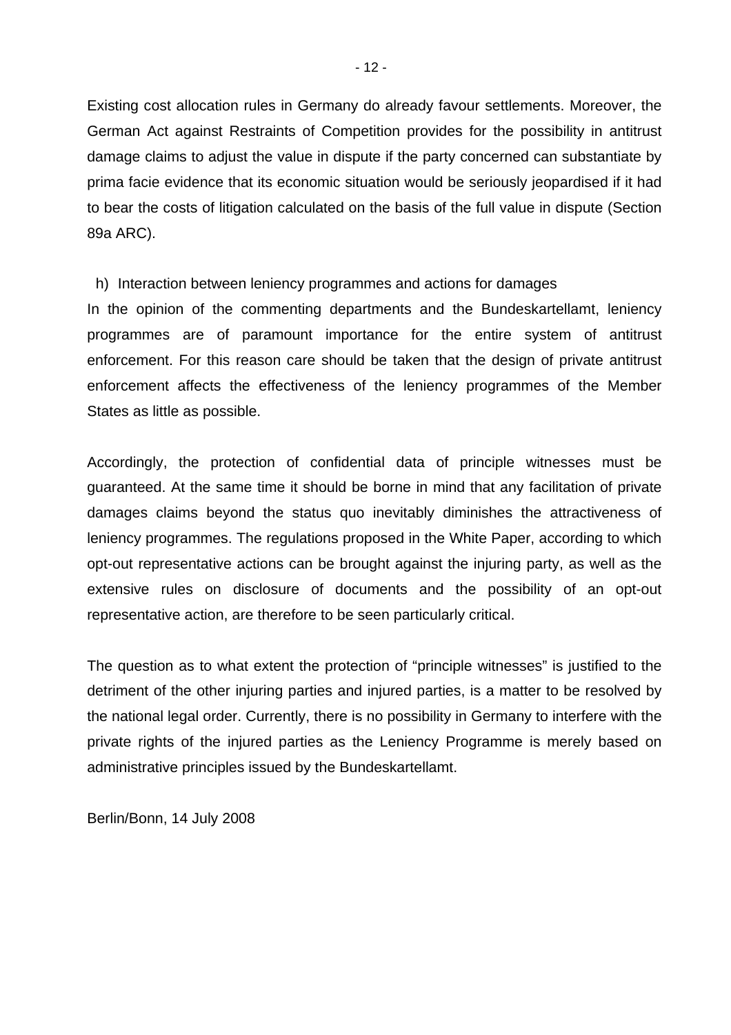Existing cost allocation rules in Germany do already favour settlements. Moreover, the German Act against Restraints of Competition provides for the possibility in antitrust damage claims to adjust the value in dispute if the party concerned can substantiate by prima facie evidence that its economic situation would be seriously jeopardised if it had to bear the costs of litigation calculated on the basis of the full value in dispute (Section 89a ARC).

h) Interaction between leniency programmes and actions for damages

In the opinion of the commenting departments and the Bundeskartellamt, leniency programmes are of paramount importance for the entire system of antitrust enforcement. For this reason care should be taken that the design of private antitrust enforcement affects the effectiveness of the leniency programmes of the Member States as little as possible.

Accordingly, the protection of confidential data of principle witnesses must be guaranteed. At the same time it should be borne in mind that any facilitation of private damages claims beyond the status quo inevitably diminishes the attractiveness of leniency programmes. The regulations proposed in the White Paper, according to which opt-out representative actions can be brought against the injuring party, as well as the extensive rules on disclosure of documents and the possibility of an opt-out representative action, are therefore to be seen particularly critical.

The question as to what extent the protection of "principle witnesses" is justified to the detriment of the other injuring parties and injured parties, is a matter to be resolved by the national legal order. Currently, there is no possibility in Germany to interfere with the private rights of the injured parties as the Leniency Programme is merely based on administrative principles issued by the Bundeskartellamt.

Berlin/Bonn, 14 July 2008